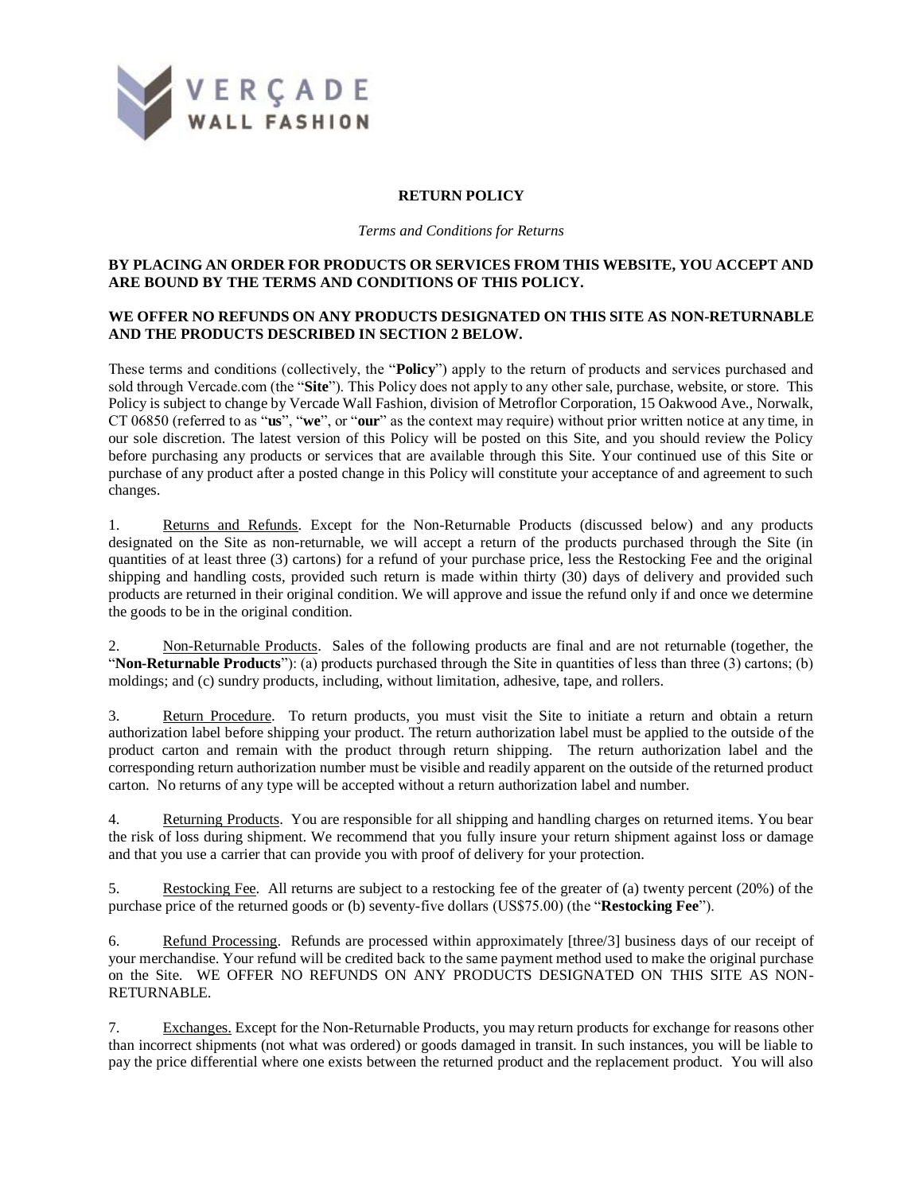VERÇADE WALL FASHION

# RETURN POLICY

*Terms and Conditions for Returns*

**BY PLACING AN ORDER FOR PRODUCTS OR SERVICES FROM THIS WEBSITE, YOU ACCEPT AND ARE BOUND BY THE TERMS AND CONDITIONS OF THIS POLICY.**

**WE OFFER NO REFUNDS ON ANY PRODUCTS DESIGNATED ON THIS SITE AS NON-RETURNABLE AND THE PRODUCTS DESCRIBED IN SECTION 2 BELOW.**

These terms and conditions (collectively, the "**Policy**") apply to the return of products and services purchased and sold through Vercade.com (the "**Site**"). This Policy does not apply to any other sale, purchase, website, or store. This Policy is subject to change by Vercade Wall Fashion, division of Metroflor Corporation, 15 Oakwood Ave., Norwalk, CT 06850 (referred to as "**us**", "**we**", or "**our**" as the context may require) without prior written notice at any time, in our sole discretion. The latest version of this Policy will be posted on this Site, and you should review the Policy before purchasing any products or services that are available through this Site. Your continued use of this Site or purchase of any product after a posted change in this Policy will constitute your acceptance of and agreement to such changes.

1. Returns and Refunds. Except for the Non-Returnable Products (discussed below) and any products designated on the Site as non-returnable, we will accept a return of the products purchased through the Site (in quantities of at least three (3) cartons) for a refund of your purchase price, less the Restocking Fee and the original shipping and handling costs, provided such return is made within thirty (30) days of delivery and provided such products are returned in their original condition. We will approve and issue the refund only if and once we determine the goods to be in the original condition.

2. Non-Returnable Products. Sales of the following products are final and are not returnable (together, the "**Non-Returnable Products**"): (a) products purchased through the Site in quantities of less than three (3) cartons; (b) moldings; and (c) sundry products, including, without limitation, adhesive, tape, and rollers.

3. Return Procedure. To return products, you must visit the Site to initiate a return and obtain a return authorization label before shipping your product. The return authorization label must be applied to the outside of the product carton and remain with the product through return shipping. The return authorization label and the corresponding return authorization number must be visible and readily apparent on the outside of the returned product carton. No returns of any type will be accepted without a return authorization label and number.

4. Returning Products. You are responsible for all shipping and handling charges on returned items. You bear the risk of loss during shipment. We recommend that you fully insure your return shipment against loss or damage and that you use a carrier that can provide you with proof of delivery for your protection.

5. Restocking Fee. All returns are subject to a restocking fee of the greater of (a) twenty percent (20%) of the purchase price of the returned goods or (b) seventy-five dollars (US$75.00) (the "**Restocking Fee**").

6. Refund Processing. Refunds are processed within approximately [three/3] business days of our receipt of your merchandise. Your refund will be credited back to the same payment method used to make the original purchase on the Site. WE OFFER NO REFUNDS ON ANY PRODUCTS DESIGNATED ON THIS SITE AS NON-RETURNABLE.

7. Exchanges. Except for the Non-Returnable Products, you may return products for exchange for reasons other than incorrect shipments (not what was ordered) or goods damaged in transit. In such instances, you will be liable to pay the price differential where one exists between the returned product and the replacement product. You will also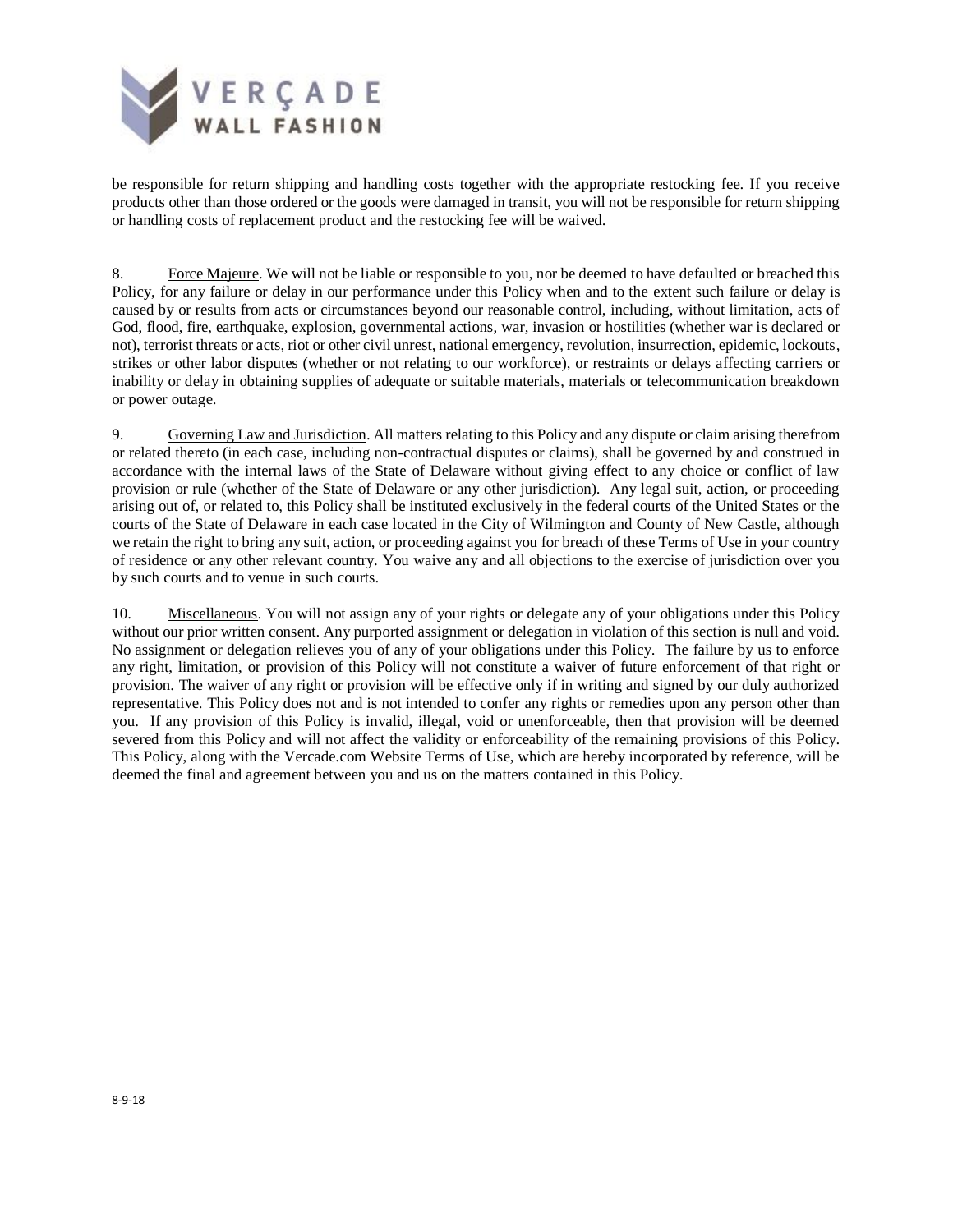be responsible for return shipping and handling costs together with the appropriate restocking fee. If you receive products other than those ordered or the goods were damaged in transit, you will not be responsible for return shipping or handling costs of replacement product and the restocking fee will be waived.

8. Force Majeure. We will not be liable or responsible to you, nor be deemed to have defaulted or breached this Policy, for any failure or delay in our performance under this Policy when and to the extent such failure or delay is caused by or results from acts or circumstances beyond our reasonable control, including, without limitation, acts of God, flood, fire, earthquake, explosion, governmental actions, war, invasion or hostilities (whether war is declared or not), terrorist threats or acts, riot or other civil unrest, national emergency, revolution, insurrection, epidemic, lockouts, strikes or other labor disputes (whether or not relating to our workforce), or restraints or delays affecting carriers or inability or delay in obtaining supplies of adequate or suitable materials, materials or telecommunication breakdown or power outage.

9. Governing Law and Jurisdiction. All matters relating to this Policy and any dispute or claim arising therefrom or related thereto (in each case, including non-contractual disputes or claims), shall be governed by and construed in accordance with the internal laws of the State of Delaware without giving effect to any choice or conflict of law provision or rule (whether of the State of Delaware or any other jurisdiction). Any legal suit, action, or proceeding arising out of, or related to, this Policy shall be instituted exclusively in the federal courts of the United States or the courts of the State of Delaware in each case located in the City of Wilmington and County of New Castle, although we retain the right to bring any suit, action, or proceeding against you for breach of these Terms of Use in your country of residence or any other relevant country. You waive any and all objections to the exercise of jurisdiction over you by such courts and to venue in such courts.

10. Miscellaneous. You will not assign any of your rights or delegate any of your obligations under this Policy without our prior written consent. Any purported assignment or delegation in violation of this section is null and void. No assignment or delegation relieves you of any of your obligations under this Policy. The failure by us to enforce any right, limitation, or provision of this Policy will not constitute a waiver of future enforcement of that right or provision. The waiver of any right or provision will be effective only if in writing and signed by our duly authorized representative. This Policy does not and is not intended to confer any rights or remedies upon any person other than you. If any provision of this Policy is invalid, illegal, void or unenforceability, then that provision will be deemed severed from this Policy and will not affect the validity or enforceability of the remaining provisions of this Policy. This Policy, along with the Vercade.com Website Terms of Use, which are hereby incorporated by reference, will be deemed the final and agreement between you and us on the matters contained in this Policy.

8-9-18